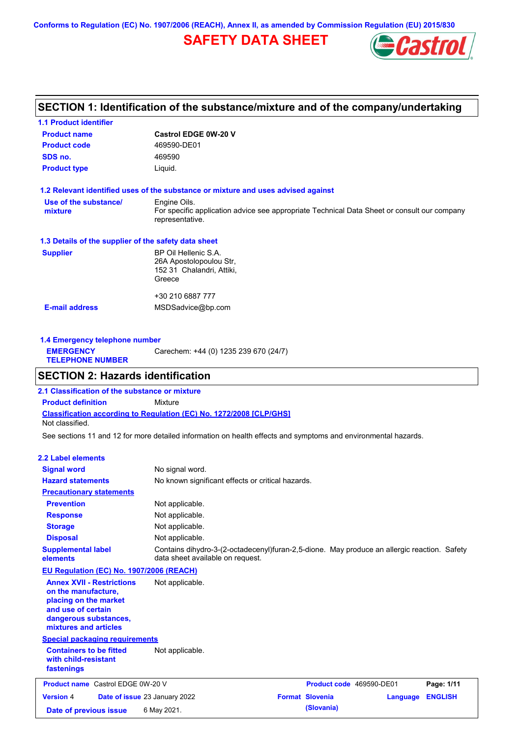Conforms to Regulation (EC) No. 1907/2006 (REACH), Annex II, as amended by Commission Regulation (EU) 2015/830

# SAFETY DATA SHEET

## SECTION 1: Identification of the substance/mixture and of the company/undertaking

### 1.1 Product identifier

| | |
|---|---|
| **Product name** | **Castrol EDGE 0W-20 V** |
| **Product code** | 469590-DE01 |
| **SDS no.** | 469590 |
| **Product type** | Liquid. |

### 1.2 Relevant identified uses of the substance or mixture and uses advised against

**Use of the substance/ mixture**: Engine Oils.
For specific application advice see appropriate Technical Data Sheet or consult our company representative.

### 1.3 Details of the supplier of the safety data sheet

**Supplier**:
BP Oil Hellenic S.A.
26A Apostolopoulou Str,
152 31 Chalandri, Attiki,
Greece

+30 210 6887 777

**E-mail address**: MSDSadvice@bp.com

### 1.4 Emergency telephone number

**EMERGENCY TELEPHONE NUMBER**: Carechem: +44 (0) 1235 239 670 (24/7)

## SECTION 2: Hazards identification

### 2.1 Classification of the substance or mixture

**Product definition**: Mixture

**Classification according to Regulation (EC) No. 1272/2008 [CLP/GHS]**
Not classified.

See sections 11 and 12 for more detailed information on health effects and symptoms and environmental hazards.

### 2.2 Label elements

| | |
|---|---|
| **Signal word** | No signal word. |
| **Hazard statements** | No known significant effects or critical hazards. |

**Precautionary statements**

| | |
|---|---|
| **Prevention** | Not applicable. |
| **Response** | Not applicable. |
| **Storage** | Not applicable. |
| **Disposal** | Not applicable. |
| **Supplemental label elements** | Contains dihydro-3-(2-octadecenyl)furan-2,5-dione. May produce an allergic reaction. Safety data sheet available on request. |

**EU Regulation (EC) No. 1907/2006 (REACH)**

| | |
|---|---|
| **Annex XVII - Restrictions on the manufacture, placing on the market and use of certain dangerous substances, mixtures and articles** | Not applicable. |

**Special packaging requirements**

| | |
|---|---|
| **Containers to be fitted with child-resistant fastenings** | Not applicable. |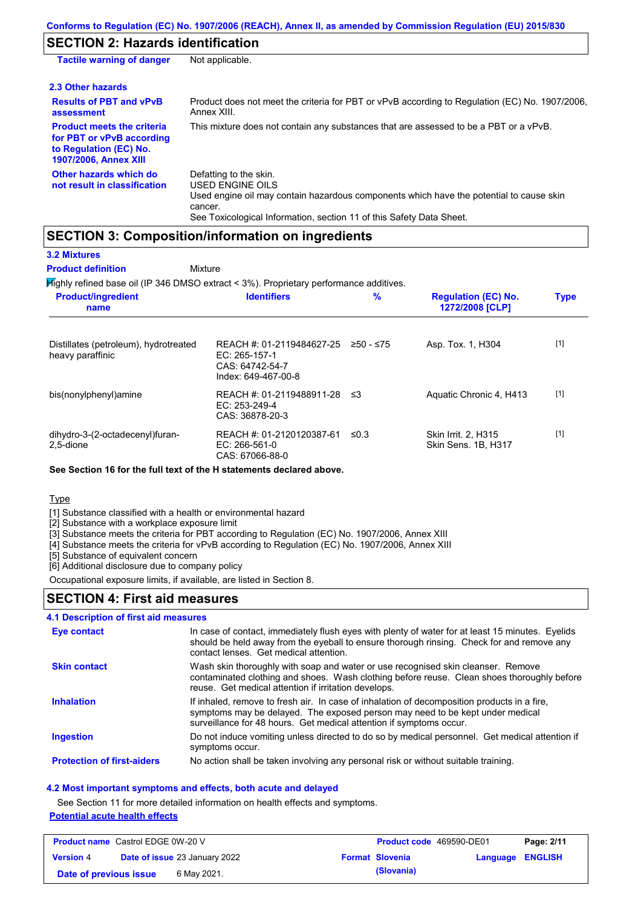## SECTION 2: Hazards identification

**Tactile warning of danger** Not applicable.

### 2.3 Other hazards

**Results of PBT and vPvB assessment** Product does not meet the criteria for PBT or vPvB according to Regulation (EC) No. 1907/2006, Annex XIII.

**Product meets the criteria for PBT or vPvB according to Regulation (EC) No. 1907/2006, Annex XIII** This mixture does not contain any substances that are assessed to be a PBT or a vPvB.

**Other hazards which do not result in classification** Defatting to the skin.
USED ENGINE OILS
Used engine oil may contain hazardous components which have the potential to cause skin cancer.
See Toxicological Information, section 11 of this Safety Data Sheet.

## SECTION 3: Composition/information on ingredients

### 3.2 Mixtures

**Product definition** Mixture

Highly refined base oil (IP 346 DMSO extract < 3%). Proprietary performance additives.

| Product/ingredient name | Identifiers | % | Regulation (EC) No. 1272/2008 [CLP] | Type |
|---|---|---|---|---|
| Distillates (petroleum), hydrotreated heavy paraffinic | REACH #: 01-2119484627-25<br>EC: 265-157-1<br>CAS: 64742-54-7<br>Index: 649-467-00-8 | ≥50 - ≤75 | Asp. Tox. 1, H304 | [1] |
| bis(nonylphenyl)amine | REACH #: 01-2119488911-28<br>EC: 253-249-4<br>CAS: 36878-20-3 | ≤3 | Aquatic Chronic 4, H413 | [1] |
| dihydro-3-(2-octadecenyl)furan-2,5-dione | REACH #: 01-2120120387-61<br>EC: 266-561-0<br>CAS: 67066-88-0 | ≤0.3 | Skin Irrit. 2, H315<br>Skin Sens. 1B, H317 | [1] |

**See Section 16 for the full text of the H statements declared above.**

Type

[1] Substance classified with a health or environmental hazard
[2] Substance with a workplace exposure limit
[3] Substance meets the criteria for PBT according to Regulation (EC) No. 1907/2006, Annex XIII
[4] Substance meets the criteria for vPvB according to Regulation (EC) No. 1907/2006, Annex XIII
[5] Substance of equivalent concern
[6] Additional disclosure due to company policy

Occupational exposure limits, if available, are listed in Section 8.

## SECTION 4: First aid measures

### 4.1 Description of first aid measures

**Eye contact** In case of contact, immediately flush eyes with plenty of water for at least 15 minutes. Eyelids should be held away from the eyeball to ensure thorough rinsing. Check for and remove any contact lenses. Get medical attention.

**Skin contact** Wash skin thoroughly with soap and water or use recognised skin cleanser. Remove contaminated clothing and shoes. Wash clothing before reuse. Clean shoes thoroughly before reuse. Get medical attention if irritation develops.

**Inhalation** If inhaled, remove to fresh air. In case of inhalation of decomposition products in a fire, symptoms may be delayed. The exposed person may need to be kept under medical surveillance for 48 hours. Get medical attention if symptoms occur.

**Ingestion** Do not induce vomiting unless directed to do so by medical personnel. Get medical attention if symptoms occur.

**Protection of first-aiders** No action shall be taken involving any personal risk or without suitable training.

### 4.2 Most important symptoms and effects, both acute and delayed

See Section 11 for more detailed information on health effects and symptoms.

**Potential acute health effects**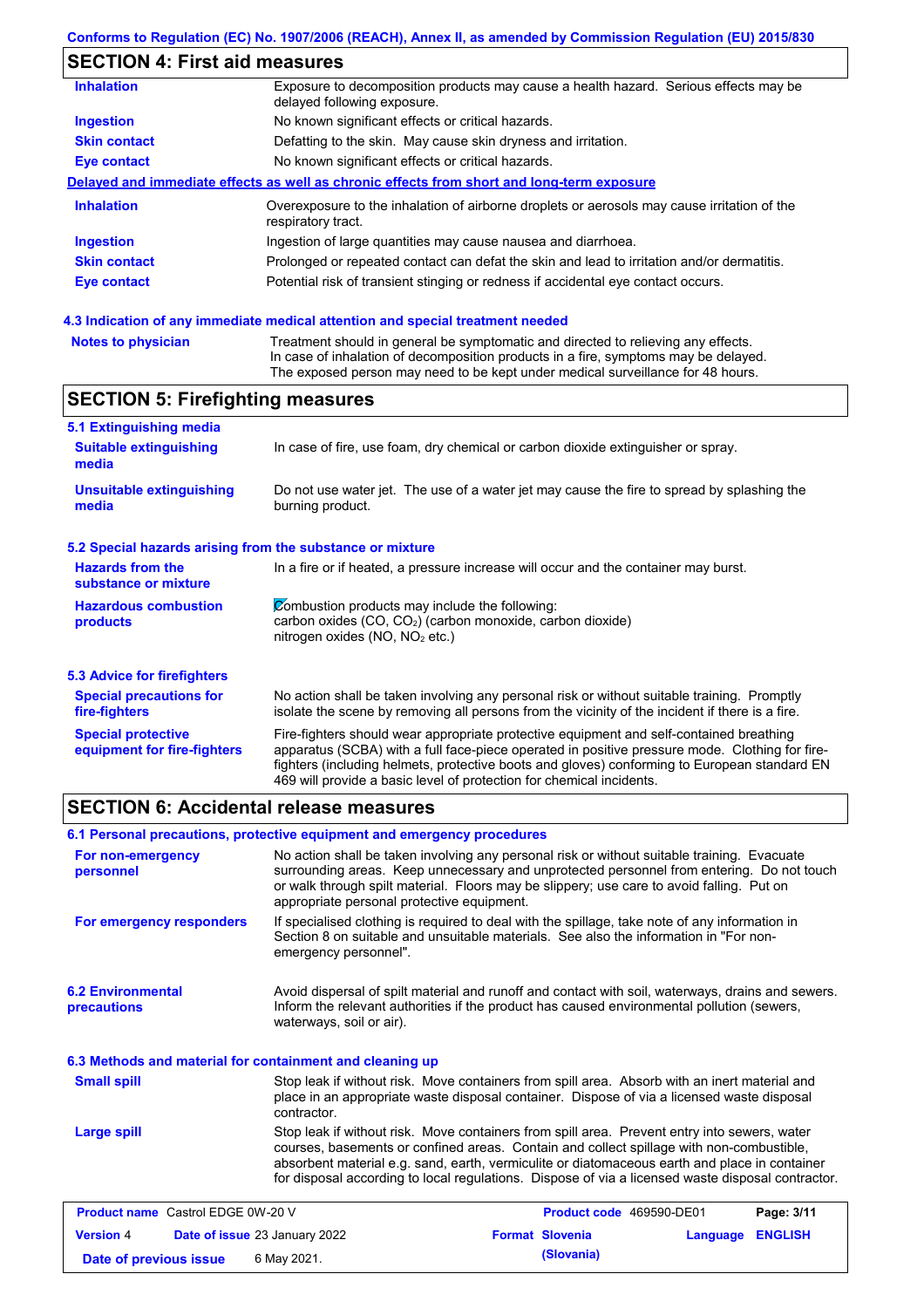## SECTION 4: First aid measures

| | |
|---|---|
| **Inhalation** | Exposure to decomposition products may cause a health hazard. Serious effects may be delayed following exposure. |
| **Ingestion** | No known significant effects or critical hazards. |
| **Skin contact** | Defatting to the skin. May cause skin dryness and irritation. |
| **Eye contact** | No known significant effects or critical hazards. |

**Delayed and immediate effects as well as chronic effects from short and long-term exposure**

| | |
|---|---|
| **Inhalation** | Overexposure to the inhalation of airborne droplets or aerosols may cause irritation of the respiratory tract. |
| **Ingestion** | Ingestion of large quantities may cause nausea and diarrhoea. |
| **Skin contact** | Prolonged or repeated contact can defat the skin and lead to irritation and/or dermatitis. |
| **Eye contact** | Potential risk of transient stinging or redness if accidental eye contact occurs. |

### 4.3 Indication of any immediate medical attention and special treatment needed

| | |
|---|---|
| **Notes to physician** | Treatment should in general be symptomatic and directed to relieving any effects. In case of inhalation of decomposition products in a fire, symptoms may be delayed. The exposed person may need to be kept under medical surveillance for 48 hours. |

## SECTION 5: Firefighting measures

### 5.1 Extinguishing media

| | |
|---|---|
| **Suitable extinguishing media** | In case of fire, use foam, dry chemical or carbon dioxide extinguisher or spray. |
| **Unsuitable extinguishing media** | Do not use water jet. The use of a water jet may cause the fire to spread by splashing the burning product. |

### 5.2 Special hazards arising from the substance or mixture

| | |
|---|---|
| **Hazards from the substance or mixture** | In a fire or if heated, a pressure increase will occur and the container may burst. |
| **Hazardous combustion products** | Combustion products may include the following: carbon oxides (CO, $CO_2$) (carbon monoxide, carbon dioxide) nitrogen oxides (NO, $NO_2$ etc.) |

### 5.3 Advice for firefighters

| | |
|---|---|
| **Special precautions for fire-fighters** | No action shall be taken involving any personal risk or without suitable training. Promptly isolate the scene by removing all persons from the vicinity of the incident if there is a fire. |
| **Special protective equipment for fire-fighters** | Fire-fighters should wear appropriate protective equipment and self-contained breathing apparatus (SCBA) with a full face-piece operated in positive pressure mode. Clothing for fire-fighters (including helmets, protective boots and gloves) conforming to European standard EN 469 will provide a basic level of protection for chemical incidents. |

## SECTION 6: Accidental release measures

### 6.1 Personal precautions, protective equipment and emergency procedures

| | |
|---|---|
| **For non-emergency personnel** | No action shall be taken involving any personal risk or without suitable training. Evacuate surrounding areas. Keep unnecessary and unprotected personnel from entering. Do not touch or walk through spilt material. Floors may be slippery; use care to avoid falling. Put on appropriate personal protective equipment. |
| **For emergency responders** | If specialised clothing is required to deal with the spillage, take note of any information in Section 8 on suitable and unsuitable materials. See also the information in "For non-emergency personnel". |

| | |
|---|---|
| **6.2 Environmental precautions** | Avoid dispersal of spilt material and runoff and contact with soil, waterways, drains and sewers. Inform the relevant authorities if the product has caused environmental pollution (sewers, waterways, soil or air). |

### 6.3 Methods and material for containment and cleaning up

| | |
|---|---|
| **Small spill** | Stop leak if without risk. Move containers from spill area. Absorb with an inert material and place in an appropriate waste disposal container. Dispose of via a licensed waste disposal contractor. |
| **Large spill** | Stop leak if without risk. Move containers from spill area. Prevent entry into sewers, water courses, basements or confined areas. Contain and collect spillage with non-combustible, absorbent material e.g. sand, earth, vermiculite or diatomaceous earth and place in container for disposal according to local regulations. Dispose of via a licensed waste disposal contractor. |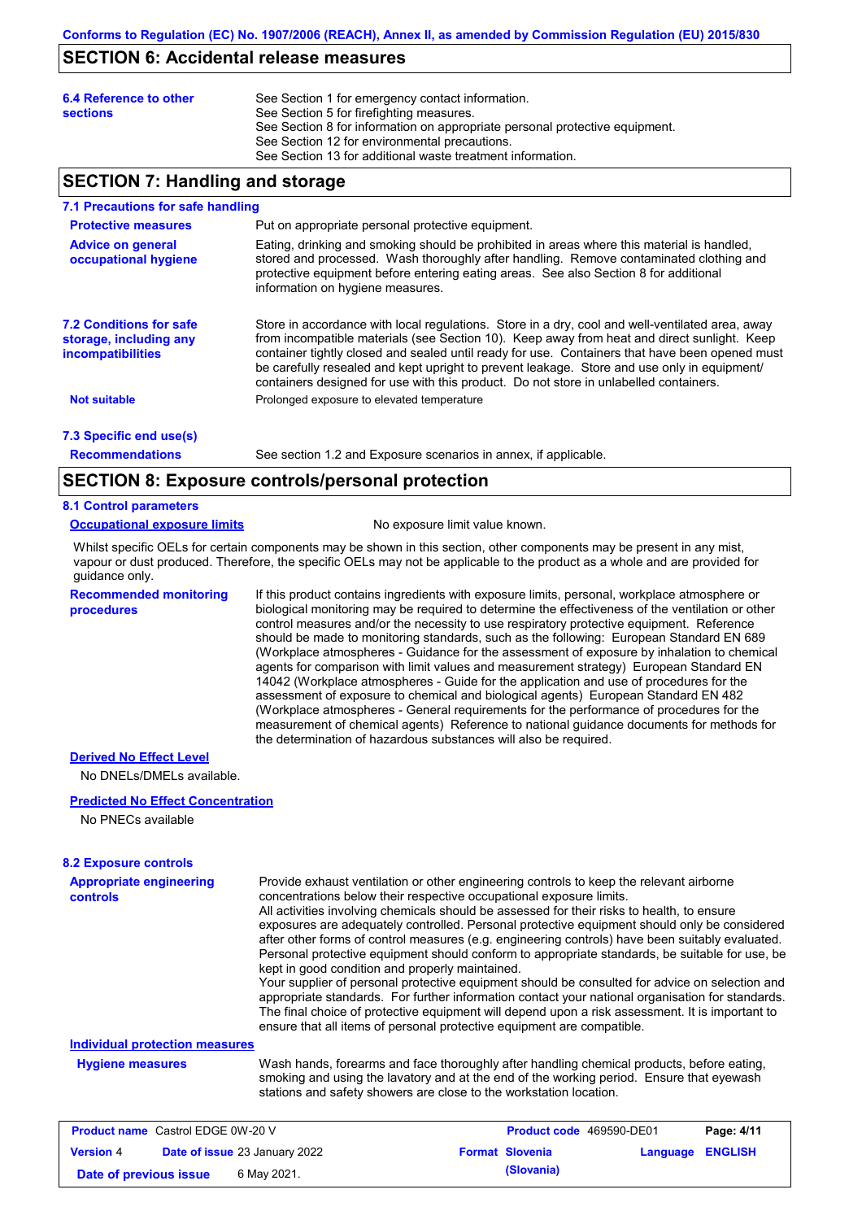## SECTION 6: Accidental release measures

**6.4 Reference to other sections**

See Section 1 for emergency contact information.
See Section 5 for firefighting measures.
See Section 8 for information on appropriate personal protective equipment.
See Section 12 for environmental precautions.
See Section 13 for additional waste treatment information.

## SECTION 7: Handling and storage

### 7.1 Precautions for safe handling

**Protective measures**

Put on appropriate personal protective equipment.

**Advice on general occupational hygiene**

Eating, drinking and smoking should be prohibited in areas where this material is handled, stored and processed. Wash thoroughly after handling. Remove contaminated clothing and protective equipment before entering eating areas. See also Section 8 for additional information on hygiene measures.

### 7.2 Conditions for safe storage, including any incompatibilities

Store in accordance with local regulations. Store in a dry, cool and well-ventilated area, away from incompatible materials (see Section 10). Keep away from heat and direct sunlight. Keep container tightly closed and sealed until ready for use. Containers that have been opened must be carefully resealed and kept upright to prevent leakage. Store and use only in equipment/ containers designed for use with this product. Do not store in unlabelled containers.

**Not suitable**

Prolonged exposure to elevated temperature

### 7.3 Specific end use(s)

**Recommendations**

See section 1.2 and Exposure scenarios in annex, if applicable.

## SECTION 8: Exposure controls/personal protection

### 8.1 Control parameters

**Occupational exposure limits**

No exposure limit value known.

Whilst specific OELs for certain components may be shown in this section, other components may be present in any mist, vapour or dust produced. Therefore, the specific OELs may not be applicable to the product as a whole and are provided for guidance only.

**Recommended monitoring procedures**

If this product contains ingredients with exposure limits, personal, workplace atmosphere or biological monitoring may be required to determine the effectiveness of the ventilation or other control measures and/or the necessity to use respiratory protective equipment. Reference should be made to monitoring standards, such as the following: European Standard EN 689 (Workplace atmospheres - Guidance for the assessment of exposure by inhalation to chemical agents for comparison with limit values and measurement strategy) European Standard EN 14042 (Workplace atmospheres - Guide for the application and use of procedures for the assessment of exposure to chemical and biological agents) European Standard EN 482 (Workplace atmospheres - General requirements for the performance of procedures for the measurement of chemical agents) Reference to national guidance documents for methods for the determination of hazardous substances will also be required.

**Derived No Effect Level**

No DNELs/DMELs available.

**Predicted No Effect Concentration**

No PNECs available

### 8.2 Exposure controls

**Appropriate engineering controls**

Provide exhaust ventilation or other engineering controls to keep the relevant airborne concentrations below their respective occupational exposure limits.
All activities involving chemicals should be assessed for their risks to health, to ensure exposures are adequately controlled. Personal protective equipment should only be considered after other forms of control measures (e.g. engineering controls) have been suitably evaluated. Personal protective equipment should conform to appropriate standards, be suitable for use, be kept in good condition and properly maintained.
Your supplier of personal protective equipment should be consulted for advice on selection and appropriate standards. For further information contact your national organisation for standards. The final choice of protective equipment will depend upon a risk assessment. It is important to ensure that all items of personal protective equipment are compatible.

**Individual protection measures**

**Hygiene measures**

Wash hands, forearms and face thoroughly after handling chemical products, before eating, smoking and using the lavatory and at the end of the working period. Ensure that eyewash stations and safety showers are close to the workstation location.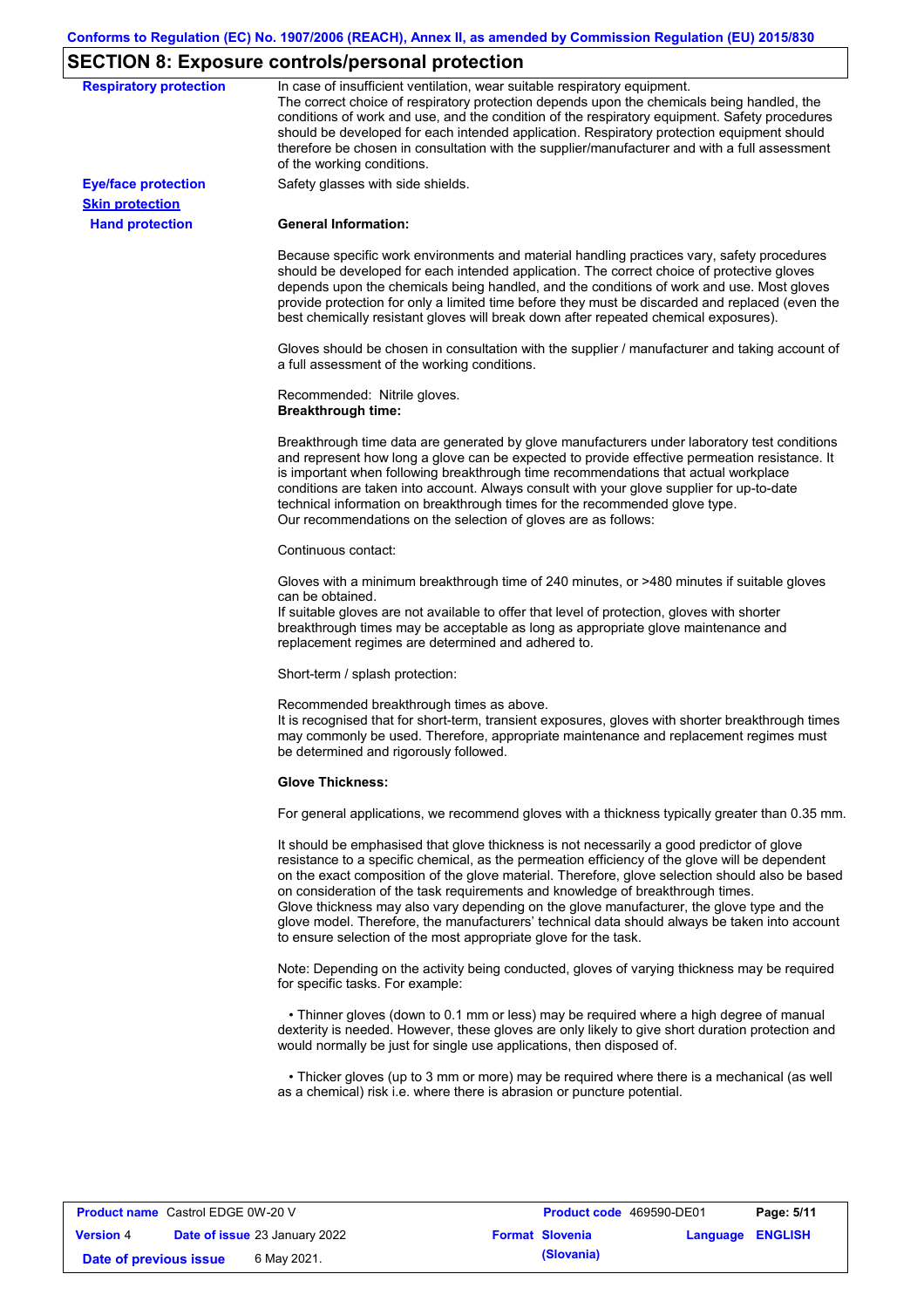## SECTION 8: Exposure controls/personal protection

**Respiratory protection**

In case of insufficient ventilation, wear suitable respiratory equipment.
The correct choice of respiratory protection depends upon the chemicals being handled, the conditions of work and use, and the condition of the respiratory equipment. Safety procedures should be developed for each intended application. Respiratory protection equipment should therefore be chosen in consultation with the supplier/manufacturer and with a full assessment of the working conditions.

**Eye/face protection**

Safety glasses with side shields.

**Skin protection**

**Hand protection**

**General Information:**

Because specific work environments and material handling practices vary, safety procedures should be developed for each intended application. The correct choice of protective gloves depends upon the chemicals being handled, and the conditions of work and use. Most gloves provide protection for only a limited time before they must be discarded and replaced (even the best chemically resistant gloves will break down after repeated chemical exposures).

Gloves should be chosen in consultation with the supplier / manufacturer and taking account of a full assessment of the working conditions.

Recommended: Nitrile gloves.
**Breakthrough time:**

Breakthrough time data are generated by glove manufacturers under laboratory test conditions and represent how long a glove can be expected to provide effective permeation resistance. It is important when following breakthrough time recommendations that actual workplace conditions are taken into account. Always consult with your glove supplier for up-to-date technical information on breakthrough times for the recommended glove type.
Our recommendations on the selection of gloves are as follows:

Continuous contact:

Gloves with a minimum breakthrough time of 240 minutes, or >480 minutes if suitable gloves can be obtained.
If suitable gloves are not available to offer that level of protection, gloves with shorter breakthrough times may be acceptable as long as appropriate glove maintenance and replacement regimes are determined and adhered to.

Short-term / splash protection:

Recommended breakthrough times as above.
It is recognised that for short-term, transient exposures, gloves with shorter breakthrough times may commonly be used. Therefore, appropriate maintenance and replacement regimes must be determined and rigorously followed.

**Glove Thickness:**

For general applications, we recommend gloves with a thickness typically greater than 0.35 mm.

It should be emphasised that glove thickness is not necessarily a good predictor of glove resistance to a specific chemical, as the permeation efficiency of the glove will be dependent on the exact composition of the glove material. Therefore, glove selection should also be based on consideration of the task requirements and knowledge of breakthrough times.
Glove thickness may also vary depending on the glove manufacturer, the glove type and the glove model. Therefore, the manufacturers' technical data should always be taken into account to ensure selection of the most appropriate glove for the task.

Note: Depending on the activity being conducted, gloves of varying thickness may be required for specific tasks. For example:

- Thinner gloves (down to 0.1 mm or less) may be required where a high degree of manual dexterity is needed. However, these gloves are only likely to give short duration protection and would normally be just for single use applications, then disposed of.

- Thicker gloves (up to 3 mm or more) may be required where there is a mechanical (as well as a chemical) risk i.e. where there is abrasion or puncture potential.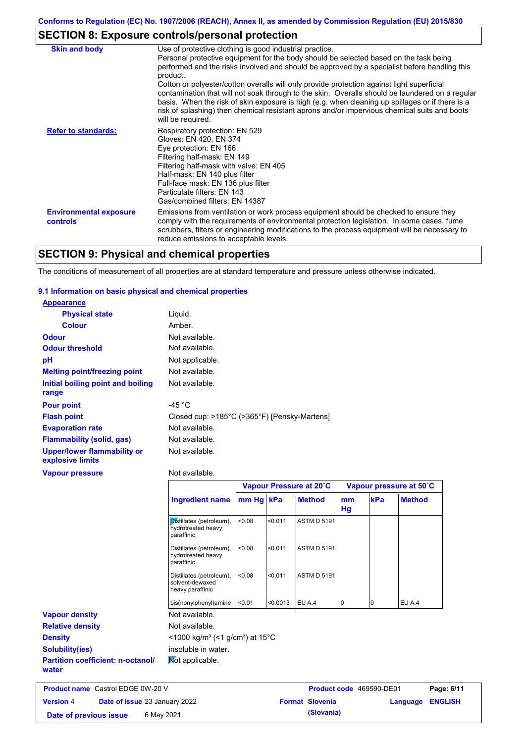Conforms to Regulation (EC) No. 1907/2006 (REACH), Annex II, as amended by Commission Regulation (EU) 2015/830

## SECTION 8: Exposure controls/personal protection

| | |
|---|---|
| **Skin and body** | Use of protective clothing is good industrial practice. Personal protective equipment for the body should be selected based on the task being performed and the risks involved and should be approved by a specialist before handling this product. Cotton or polyester/cotton overalls will only provide protection against light superficial contamination that will not soak through to the skin. Overalls should be laundered on a regular basis. When the risk of skin exposure is high (e.g. when cleaning up spillages or if there is a risk of splashing) then chemical resistant aprons and/or impervious chemical suits and boots will be required. |
| **Refer to standards:** | Respiratory protection: EN 529<br>Gloves: EN 420, EN 374<br>Eye protection: EN 166<br>Filtering half-mask: EN 149<br>Filtering half-mask with valve: EN 405<br>Half-mask: EN 140 plus filter<br>Full-face mask: EN 136 plus filter<br>Particulate filters: EN 143<br>Gas/combined filters: EN 14387 |
| **Environmental exposure controls** | Emissions from ventilation or work process equipment should be checked to ensure they comply with the requirements of environmental protection legislation. In some cases, fume scrubbers, filters or engineering modifications to the process equipment will be necessary to reduce emissions to acceptable levels. |

## SECTION 9: Physical and chemical properties

The conditions of measurement of all properties are at standard temperature and pressure unless otherwise indicated.

### 9.1 Information on basic physical and chemical properties

**Appearance**

| | |
|---|---|
| **Physical state** | Liquid. |
| **Colour** | Amber. |
| **Odour** | Not available. |
| **Odour threshold** | Not available. |
| **pH** | Not applicable. |
| **Melting point/freezing point** | Not available. |
| **Initial boiling point and boiling range** | Not available. |
| **Pour point** | -45 °C |
| **Flash point** | Closed cup: >185°C (>365°F) [Pensky-Martens] |
| **Evaporation rate** | Not available. |
| **Flammability (solid, gas)** | Not available. |
| **Upper/lower flammability or explosive limits** | Not available. |
| **Vapour pressure** | Not available. |

| | Vapour Pressure at 20˚C | | | Vapour pressure at 50˚C | | |
|---|---|---|---|---|---|---|
| **Ingredient name** | **mm Hg** | **kPa** | **Method** | **mm Hg** | **kPa** | **Method** |
| Distillates (petroleum), hydrotreated heavy paraffinic | <0.08 | <0.011 | ASTM D 5191 | | | |
| Distillates (petroleum), hydrotreated heavy paraffinic | <0.08 | <0.011 | ASTM D 5191 | | | |
| Distillates (petroleum), solvent-dewaxed heavy paraffinic | <0.08 | <0.011 | ASTM D 5191 | | | |
| bis(nonylphenyl)amine | <0.01 | <0.0013 | EU A.4 | 0 | 0 | EU A.4 |

| | |
|---|---|
| **Vapour density** | Not available. |
| **Relative density** | Not available. |
| **Density** | <1000 kg/m³ (<1 g/cm³) at 15°C |
| **Solubility(ies)** | insoluble in water. |
| **Partition coefficient: n-octanol/water** | Not applicable. |

| | | | |
|---|---|---|---|
| **Product name** Castrol EDGE 0W-20 V | | **Product code** 469590-DE01 | |
| **Version** 4 | **Date of issue** 23 January 2022 | **Format** Slovenia (Slovania) | **Language** ENGLISH |
| **Date of previous issue** | 6 May 2021. | | |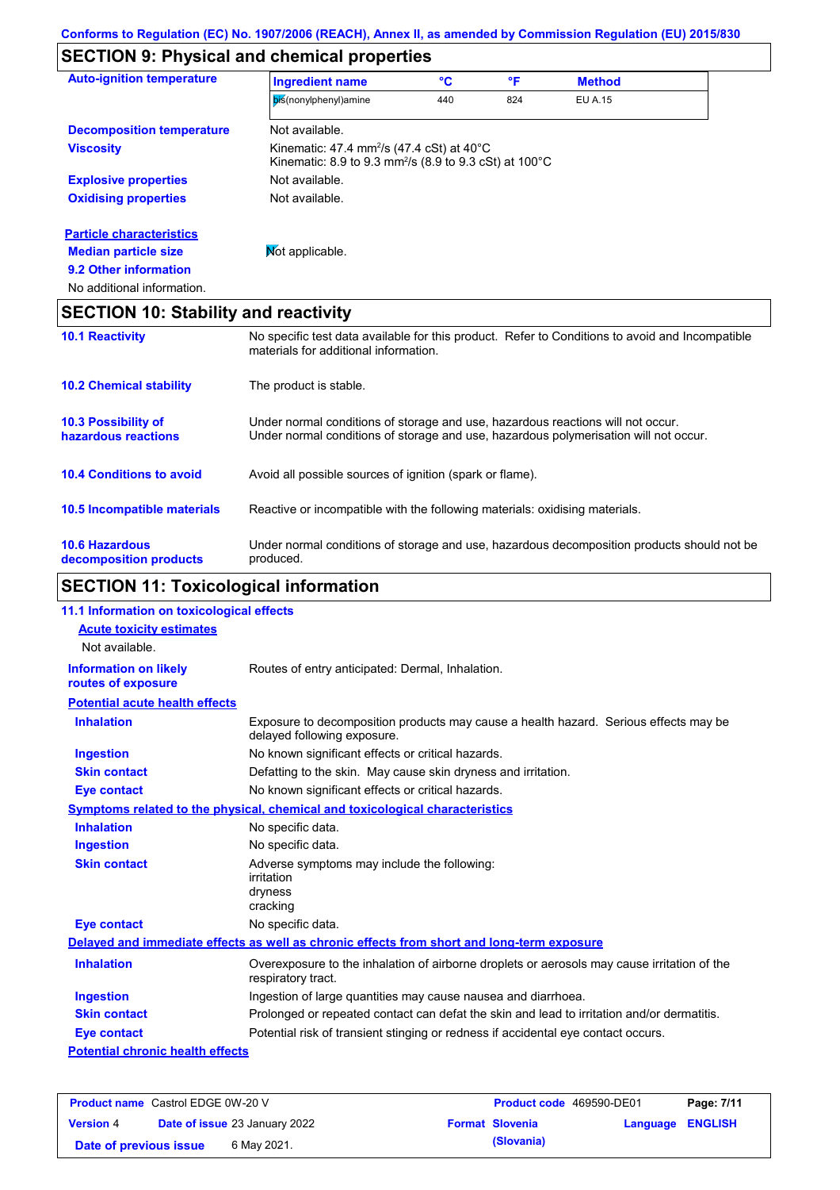## SECTION 9: Physical and chemical properties

**Auto-ignition temperature**

| Ingredient name | °C | °F | Method |
|---|---|---|---|
| bis(nonylphenyl)amine | 440 | 824 | EU A.15 |

**Decomposition temperature** Not available.

**Viscosity** Kinematic: 47.4 $mm^2/s$ (47.4 cSt) at 40°C
Kinematic: 8.9 to 9.3 $mm^2/s$ (8.9 to 9.3 cSt) at 100°C

**Explosive properties** Not available.

**Oxidising properties** Not available.

**Particle characteristics**

**Median particle size** Not applicable.

**9.2 Other information**

No additional information.

## SECTION 10: Stability and reactivity

**10.1 Reactivity** No specific test data available for this product. Refer to Conditions to avoid and Incompatible materials for additional information.

**10.2 Chemical stability** The product is stable.

**10.3 Possibility of hazardous reactions** Under normal conditions of storage and use, hazardous reactions will not occur.
Under normal conditions of storage and use, hazardous polymerisation will not occur.

**10.4 Conditions to avoid** Avoid all possible sources of ignition (spark or flame).

**10.5 Incompatible materials** Reactive or incompatible with the following materials: oxidising materials.

**10.6 Hazardous decomposition products** Under normal conditions of storage and use, hazardous decomposition products should not be produced.

## SECTION 11: Toxicological information

**11.1 Information on toxicological effects**

**Acute toxicity estimates**

Not available.

**Information on likely routes of exposure** Routes of entry anticipated: Dermal, Inhalation.

**Potential acute health effects**

**Inhalation** Exposure to decomposition products may cause a health hazard. Serious effects may be delayed following exposure.

**Ingestion** No known significant effects or critical hazards.

**Skin contact** Defatting to the skin. May cause skin dryness and irritation.

**Eye contact** No known significant effects or critical hazards.

**Symptoms related to the physical, chemical and toxicological characteristics**

**Inhalation** No specific data.

**Ingestion** No specific data.

**Skin contact** Adverse symptoms may include the following:
irritation
dryness
cracking

**Eye contact** No specific data.

**Delayed and immediate effects as well as chronic effects from short and long-term exposure**

**Inhalation** Overexposure to the inhalation of airborne droplets or aerosols may cause irritation of the respiratory tract.

**Ingestion** Ingestion of large quantities may cause nausea and diarrhoea.

**Skin contact** Prolonged or repeated contact can defat the skin and lead to irritation and/or dermatitis.

**Eye contact** Potential risk of transient stinging or redness if accidental eye contact occurs.

**Potential chronic health effects**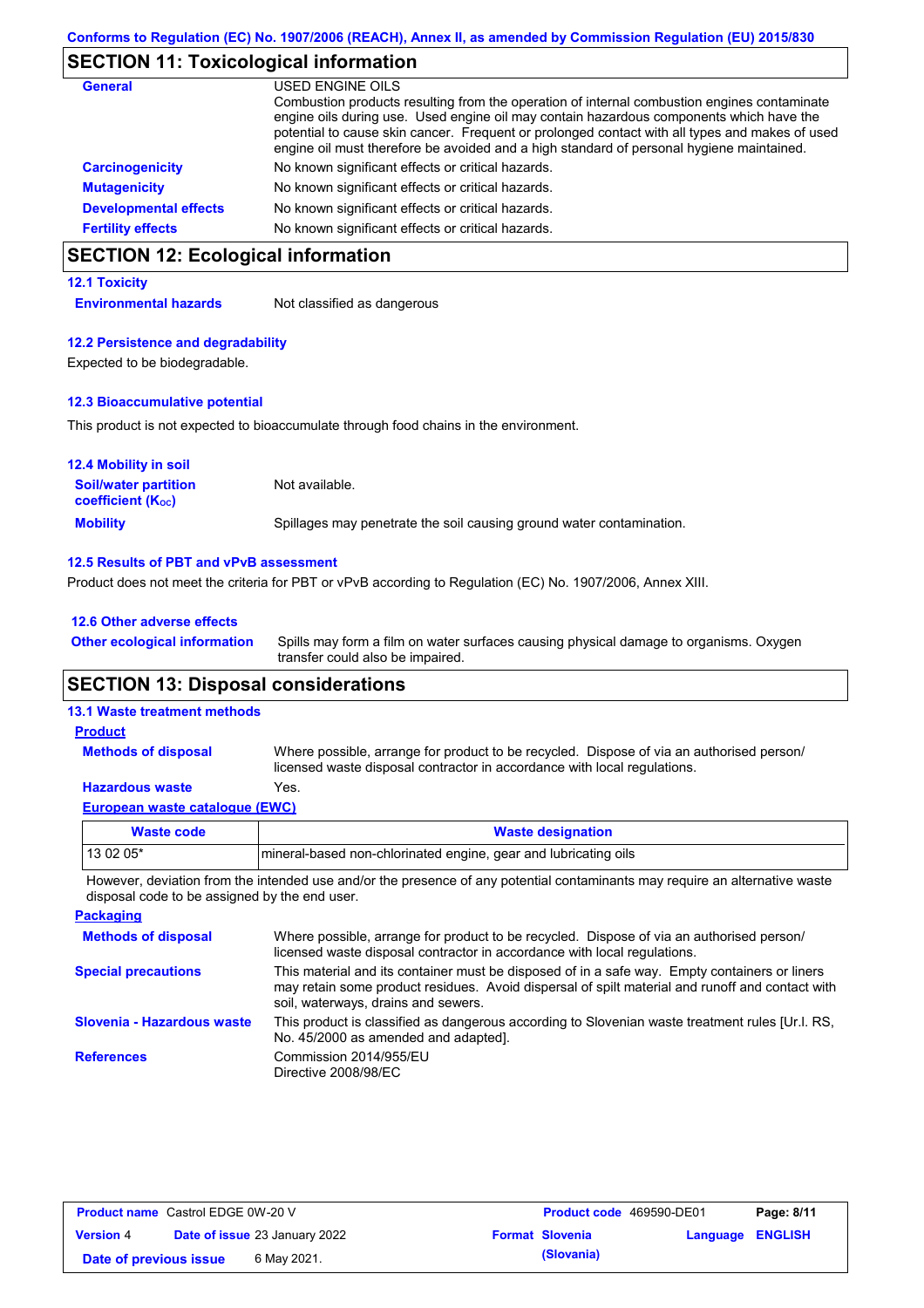Conforms to Regulation (EC) No. 1907/2006 (REACH), Annex II, as amended by Commission Regulation (EU) 2015/830

## SECTION 11: Toxicological information

**General**
USED ENGINE OILS
Combustion products resulting from the operation of internal combustion engines contaminate engine oils during use. Used engine oil may contain hazardous components which have the potential to cause skin cancer. Frequent or prolonged contact with all types and makes of used engine oil must therefore be avoided and a high standard of personal hygiene maintained.

**Carcinogenicity** No known significant effects or critical hazards.

**Mutagenicity** No known significant effects or critical hazards.

**Developmental effects** No known significant effects or critical hazards.

**Fertility effects** No known significant effects or critical hazards.

## SECTION 12: Ecological information

### 12.1 Toxicity

**Environmental hazards** Not classified as dangerous

### 12.2 Persistence and degradability

Expected to be biodegradable.

### 12.3 Bioaccumulative potential

This product is not expected to bioaccumulate through food chains in the environment.

### 12.4 Mobility in soil

**Soil/water partition coefficient ($K_{OC}$)** Not available.

**Mobility** Spillages may penetrate the soil causing ground water contamination.

### 12.5 Results of PBT and vPvB assessment

Product does not meet the criteria for PBT or vPvB according to Regulation (EC) No. 1907/2006, Annex XIII.

### 12.6 Other adverse effects

**Other ecological information** Spills may form a film on water surfaces causing physical damage to organisms. Oxygen transfer could also be impaired.

## SECTION 13: Disposal considerations

### 13.1 Waste treatment methods

**Product**

**Methods of disposal** Where possible, arrange for product to be recycled. Dispose of via an authorised person/ licensed waste disposal contractor in accordance with local regulations.

**Hazardous waste** Yes.

**European waste catalogue (EWC)**

| Waste code | Waste designation |
|---|---|
| 13 02 05* | mineral-based non-chlorinated engine, gear and lubricating oils |

However, deviation from the intended use and/or the presence of any potential contaminants may require an alternative waste disposal code to be assigned by the end user.

**Packaging**

**Methods of disposal** Where possible, arrange for product to be recycled. Dispose of via an authorised person/ licensed waste disposal contractor in accordance with local regulations.

**Special precautions** This material and its container must be disposed of in a safe way. Empty containers or liners may retain some product residues. Avoid dispersal of spilt material and runoff and contact with soil, waterways, drains and sewers.

**Slovenia - Hazardous waste** This product is classified as dangerous according to Slovenian waste treatment rules [Ur.l. RS, No. 45/2000 as amended and adapted].

**References** Commission 2014/955/EU
Directive 2008/98/EC

| Product name Castrol EDGE 0W-20 V | | Product code 469590-DE01 | Page: 8/11 |
|---|---|---|---|
| Version 4 | Date of issue 23 January 2022 | Format Slovenia (Slovania) | Language ENGLISH |
| Date of previous issue | 6 May 2021. | | |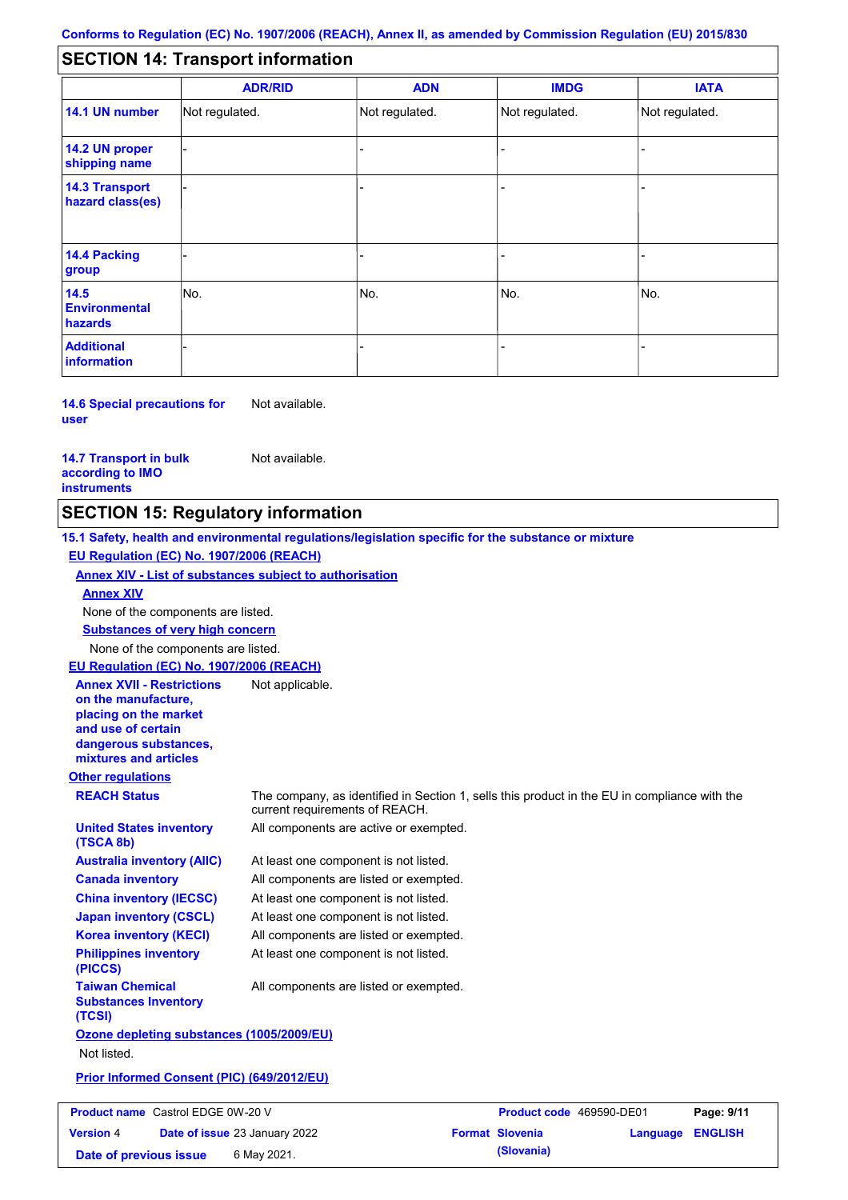## SECTION 14: Transport information

| | ADR/RID | ADN | IMDG | IATA |
|---|---|---|---|---|
| **14.1 UN number** | Not regulated. | Not regulated. | Not regulated. | Not regulated. |
| **14.2 UN proper shipping name** | - | - | - | - |
| **14.3 Transport hazard class(es)** | - | - | - | - |
| **14.4 Packing group** | - | - | - | - |
| **14.5 Environmental hazards** | No. | No. | No. | No. |
| **Additional information** | - | - | - | - |

**14.6 Special precautions for user** Not available.

**14.7 Transport in bulk according to IMO instruments** Not available.

## SECTION 15: Regulatory information

**15.1 Safety, health and environmental regulations/legislation specific for the substance or mixture**

**EU Regulation (EC) No. 1907/2006 (REACH)**

**Annex XIV - List of substances subject to authorisation**

**Annex XIV**

None of the components are listed.

**Substances of very high concern**

None of the components are listed.

**EU Regulation (EC) No. 1907/2006 (REACH)**

**Annex XVII - Restrictions on the manufacture, placing on the market and use of certain dangerous substances, mixtures and articles** Not applicable.

**Other regulations**

**REACH Status** The company, as identified in Section 1, sells this product in the EU in compliance with the current requirements of REACH.

**United States inventory (TSCA 8b)** All components are active or exempted.

**Australia inventory (AIIC)** At least one component is not listed.

**Canada inventory** All components are listed or exempted.

**China inventory (IECSC)** At least one component is not listed.

**Japan inventory (CSCL)** At least one component is not listed.

**Korea inventory (KECI)** All components are listed or exempted.

**Philippines inventory (PICCS)** At least one component is not listed.

**Taiwan Chemical Substances Inventory (TCSI)** All components are listed or exempted.

**Ozone depleting substances (1005/2009/EU)**

Not listed.

**Prior Informed Consent (PIC) (649/2012/EU)**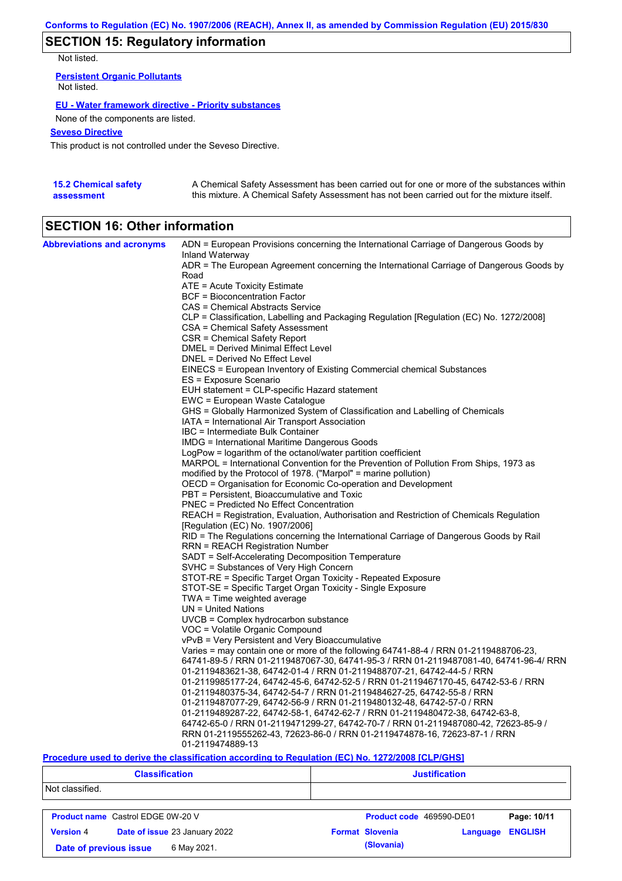## SECTION 15: Regulatory information

Not listed.

**Persistent Organic Pollutants**

Not listed.

**EU - Water framework directive - Priority substances**

None of the components are listed.

**Seveso Directive**

This product is not controlled under the Seveso Directive.

**15.2 Chemical safety assessment**

A Chemical Safety Assessment has been carried out for one or more of the substances within this mixture. A Chemical Safety Assessment has not been carried out for the mixture itself.

## SECTION 16: Other information

**Abbreviations and acronyms**

ADN = European Provisions concerning the International Carriage of Dangerous Goods by Inland Waterway
ADR = The European Agreement concerning the International Carriage of Dangerous Goods by Road
ATE = Acute Toxicity Estimate
BCF = Bioconcentration Factor
CAS = Chemical Abstracts Service
CLP = Classification, Labelling and Packaging Regulation [Regulation (EC) No. 1272/2008]
CSA = Chemical Safety Assessment
CSR = Chemical Safety Report
DMEL = Derived Minimal Effect Level
DNEL = Derived No Effect Level
EINECS = European Inventory of Existing Commercial chemical Substances
ES = Exposure Scenario
EUH statement = CLP-specific Hazard statement
EWC = European Waste Catalogue
GHS = Globally Harmonized System of Classification and Labelling of Chemicals
IATA = International Air Transport Association
IBC = Intermediate Bulk Container
IMDG = International Maritime Dangerous Goods
LogPow = logarithm of the octanol/water partition coefficient
MARPOL = International Convention for the Prevention of Pollution From Ships, 1973 as modified by the Protocol of 1978. ("Marpol" = marine pollution)
OECD = Organisation for Economic Co-operation and Development
PBT = Persistent, Bioaccumulative and Toxic
PNEC = Predicted No Effect Concentration
REACH = Registration, Evaluation, Authorisation and Restriction of Chemicals Regulation [Regulation (EC) No. 1907/2006]
RID = The Regulations concerning the International Carriage of Dangerous Goods by Rail
RRN = REACH Registration Number
SADT = Self-Accelerating Decomposition Temperature
SVHC = Substances of Very High Concern
STOT-RE = Specific Target Organ Toxicity - Repeated Exposure
STOT-SE = Specific Target Organ Toxicity - Single Exposure
TWA = Time weighted average
UN = United Nations
UVCB = Complex hydrocarbon substance
VOC = Volatile Organic Compound
vPvB = Very Persistent and Very Bioaccumulative
Varies = may contain one or more of the following 64741-88-4 / RRN 01-2119488706-23, 64741-89-5 / RRN 01-2119487067-30, 64741-95-3 / RRN 01-2119487081-40, 64741-96-4/ RRN 01-2119483621-38, 64742-01-4 / RRN 01-2119488707-21, 64742-44-5 / RRN 01-2119985177-24, 64742-45-6, 64742-52-5 / RRN 01-2119467170-45, 64742-53-6 / RRN 01-2119480375-34, 64742-54-7 / RRN 01-2119484627-25, 64742-55-8 / RRN 01-2119487077-29, 64742-56-9 / RRN 01-2119480132-48, 64742-57-0 / RRN 01-2119489287-22, 64742-58-1, 64742-62-7 / RRN 01-2119480472-38, 64742-63-8, 64742-65-0 / RRN 01-2119471299-27, 64742-70-7 / RRN 01-2119487080-42, 72623-85-9 / RRN 01-2119555262-43, 72623-86-0 / RRN 01-2119474878-16, 72623-87-1 / RRN 01-2119474889-13

**Procedure used to derive the classification according to Regulation (EC) No. 1272/2008 [CLP/GHS]**

| Classification | Justification |
| --- | --- |
| Not classified. | |

| | | | |
| --- | --- | --- | --- |
| **Product name** Castrol EDGE 0W-20 V | | **Product code** 469590-DE01 | |
| **Version** 4 | **Date of issue** 23 January 2022 | **Format** Slovenia (Slovania) | **Language** ENGLISH |
| **Date of previous issue** | 6 May 2021. | | |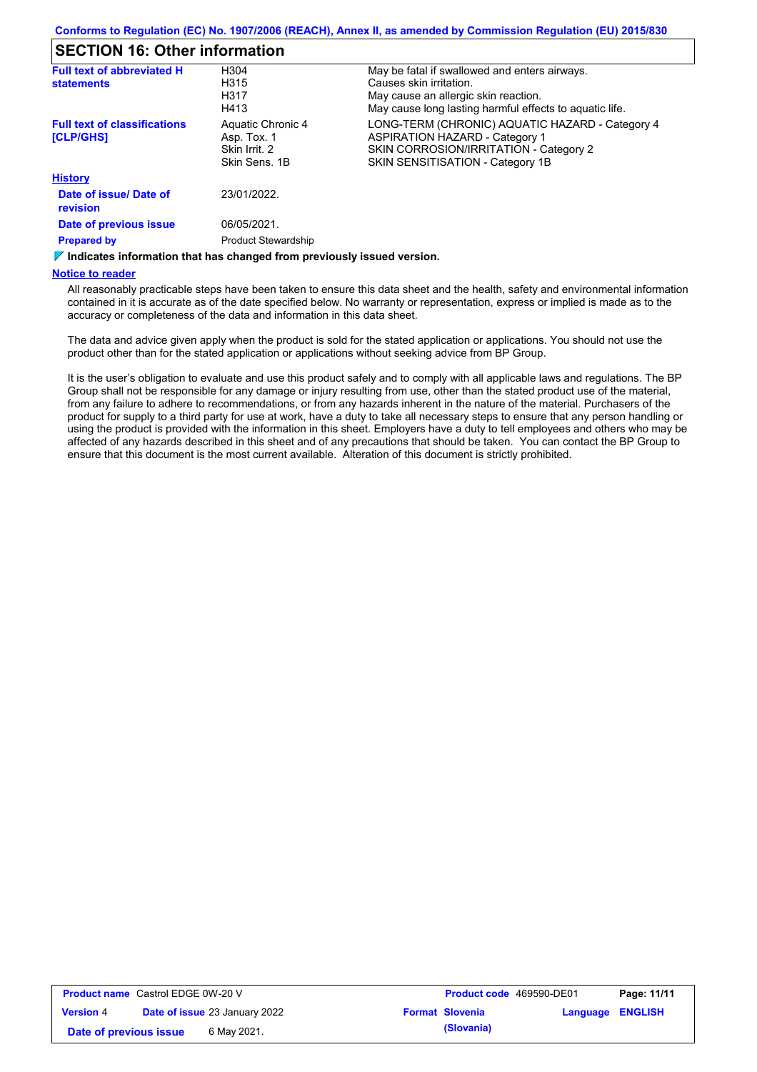## SECTION 16: Other information

| | | |
|---|---|---|
| **Full text of abbreviated H statements** | H304<br>H315<br>H317<br>H413 | May be fatal if swallowed and enters airways.<br>Causes skin irritation.<br>May cause an allergic skin reaction.<br>May cause long lasting harmful effects to aquatic life. |
| **Full text of classifications [CLP/GHS]** | Aquatic Chronic 4<br>Asp. Tox. 1<br>Skin Irrit. 2<br>Skin Sens. 1B | LONG-TERM (CHRONIC) AQUATIC HAZARD - Category 4<br>ASPIRATION HAZARD - Category 1<br>SKIN CORROSION/IRRITATION - Category 2<br>SKIN SENSITISATION - Category 1B |

**History**

| | |
|---|---|
| **Date of issue/ Date of revision** | 23/01/2022. |
| **Date of previous issue** | 06/05/2021. |
| **Prepared by** | Product Stewardship |

**Indicates information that has changed from previously issued version.**

**Notice to reader**

All reasonably practicable steps have been taken to ensure this data sheet and the health, safety and environmental information contained in it is accurate as of the date specified below. No warranty or representation, express or implied is made as to the accuracy or completeness of the data and information in this data sheet.

The data and advice given apply when the product is sold for the stated application or applications. You should not use the product other than for the stated application or applications without seeking advice from BP Group.

It is the user's obligation to evaluate and use this product safely and to comply with all applicable laws and regulations. The BP Group shall not be responsible for any damage or injury resulting from use, other than the stated product use of the material, from any failure to adhere to recommendations, or from any hazards inherent in the nature of the material. Purchasers of the product for supply to a third party for use at work, have a duty to take all necessary steps to ensure that any person handling or using the product is provided with the information in this sheet. Employers have a duty to tell employees and others who may be affected of any hazards described in this sheet and of any precautions that should be taken. You can contact the BP Group to ensure that this document is the most current available. Alteration of this document is strictly prohibited.